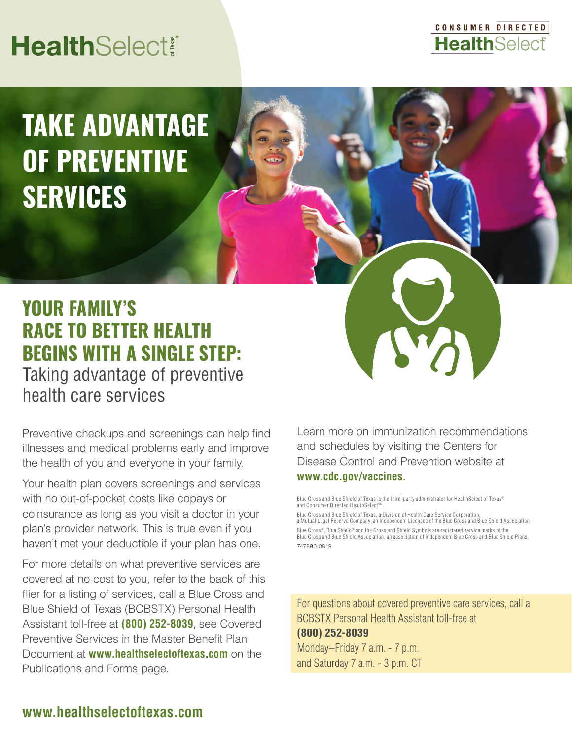HealthSelect of Texas®

CONSUMER DIRECTED HealthSelect℠

# TAKE ADVANTAGE OF PREVENTIVE SERVICES

## YOUR FAMILY'S RACE TO BETTER HEALTH BEGINS WITH A SINGLE STEP:

Taking advantage of preventive health care services

Preventive checkups and screenings can help find illnesses and medical problems early and improve the health of you and everyone in your family.

Your health plan covers screenings and services with no out-of-pocket costs like copays or coinsurance as long as you visit a doctor in your plan's provider network. This is true even if you haven't met your deductible if your plan has one.

For more details on what preventive services are covered at no cost to you, refer to the back of this flier for a listing of services, call a Blue Cross and Blue Shield of Texas (BCBSTX) Personal Health Assistant toll-free at **(800) 252-8039**, see Covered Preventive Services in the Master Benefit Plan Document at **www.healthselectoftexas.com** on the Publications and Forms page.

Learn more on immunization recommendations and schedules by visiting the Centers for Disease Control and Prevention website at **www.cdc.gov/vaccines.**

Blue Cross and Blue Shield of Texas is the third-party administrator for HealthSelect of Texas® and Consumer Directed HealthSelect℠.

Blue Cross and Blue Shield of Texas, a Division of Health Care Service Corporation, a Mutual Legal Reserve Company, an Independent Licensee of the Blue Cross and Blue Shield Association

Blue Cross®, Blue Shield® and the Cross and Shield Symbols are registered service marks of the Blue Cross and Blue Shield Association, an association of independent Blue Cross and Blue Shield Plans.

747890.0819

For questions about covered preventive care services, call a BCBSTX Personal Health Assistant toll-free at
**(800) 252-8039**
Monday–Friday 7 a.m. - 7 p.m.
and Saturday 7 a.m. - 3 p.m. CT

**www.healthselectoftexas.com**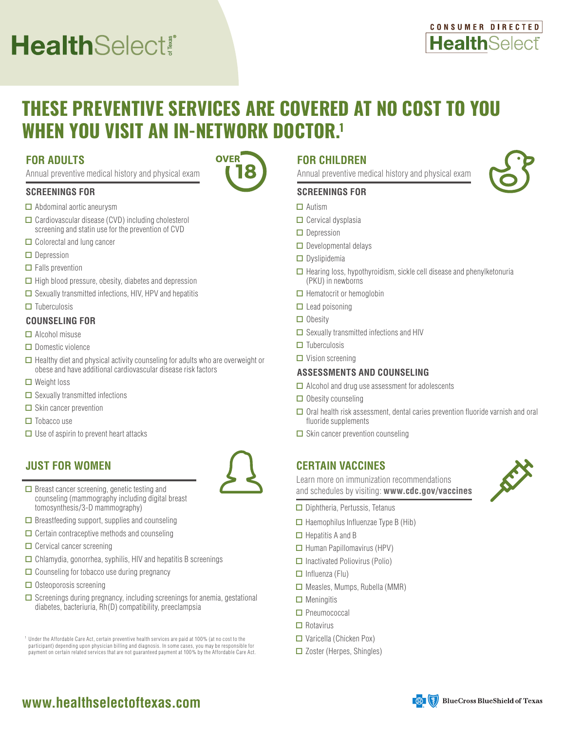HealthSelect of Texas®

CONSUMER DIRECTED HealthSelect℠

# THESE PREVENTIVE SERVICES ARE COVERED AT NO COST TO YOU WHEN YOU VISIT AN IN-NETWORK DOCTOR.[1]

## FOR ADULTS

OVER 18

Annual preventive medical history and physical exam

### SCREENINGS FOR

- ☐ Abdominal aortic aneurysm
- ☐ Cardiovascular disease (CVD) including cholesterol screening and statin use for the prevention of CVD
- ☐ Colorectal and lung cancer
- ☐ Depression
- ☐ Falls prevention
- ☐ High blood pressure, obesity, diabetes and depression
- ☐ Sexually transmitted infections, HIV, HPV and hepatitis
- ☐ Tuberculosis

### COUNSELING FOR

- ☐ Alcohol misuse
- ☐ Domestic violence
- ☐ Healthy diet and physical activity counseling for adults who are overweight or obese and have additional cardiovascular disease risk factors
- ☐ Weight loss
- ☐ Sexually transmitted infections
- ☐ Skin cancer prevention
- ☐ Tobacco use
- ☐ Use of aspirin to prevent heart attacks

## JUST FOR WOMEN

- ☐ Breast cancer screening, genetic testing and counseling (mammography including digital breast tomosynthesis/3-D mammography)
- ☐ Breastfeeding support, supplies and counseling
- ☐ Certain contraceptive methods and counseling
- ☐ Cervical cancer screening
- ☐ Chlamydia, gonorrhea, syphilis, HIV and hepatitis B screenings
- ☐ Counseling for tobacco use during pregnancy
- ☐ Osteoporosis screening
- ☐ Screenings during pregnancy, including screenings for anemia, gestational diabetes, bacteriuria, Rh(D) compatibility, preeclampsia

## FOR CHILDREN

Annual preventive medical history and physical exam

### SCREENINGS FOR

- ☐ Autism
- ☐ Cervical dysplasia
- ☐ Depression
- ☐ Developmental delays
- ☐ Dyslipidemia
- ☐ Hearing loss, hypothyroidism, sickle cell disease and phenylketonuria (PKU) in newborns
- ☐ Hematocrit or hemoglobin
- ☐ Lead poisoning
- ☐ Obesity
- ☐ Sexually transmitted infections and HIV
- ☐ Tuberculosis
- ☐ Vision screening

### ASSESSMENTS AND COUNSELING

- ☐ Alcohol and drug use assessment for adolescents
- ☐ Obesity counseling
- ☐ Oral health risk assessment, dental caries prevention fluoride varnish and oral fluoride supplements
- ☐ Skin cancer prevention counseling

## CERTAIN VACCINES

Learn more on immunization recommendations and schedules by visiting: **www.cdc.gov/vaccines**

- ☐ Diphtheria, Pertussis, Tetanus
- ☐ Haemophilus Influenzae Type B (Hib)
- ☐ Hepatitis A and B
- ☐ Human Papillomavirus (HPV)
- ☐ Inactivated Poliovirus (Polio)
- ☐ Influenza (Flu)
- ☐ Measles, Mumps, Rubella (MMR)
- ☐ Meningitis
- ☐ Pneumococcal
- ☐ Rotavirus
- ☐ Varicella (Chicken Pox)
- ☐ Zoster (Herpes, Shingles)

[1] Under the Affordable Care Act, certain preventive health services are paid at 100% (at no cost to the participant) depending upon physician billing and diagnosis. In some cases, you may be responsible for payment on certain related services that are not guaranteed payment at 100% by the Affordable Care Act.

**www.healthselectoftexas.com**

BlueCross BlueShield of Texas